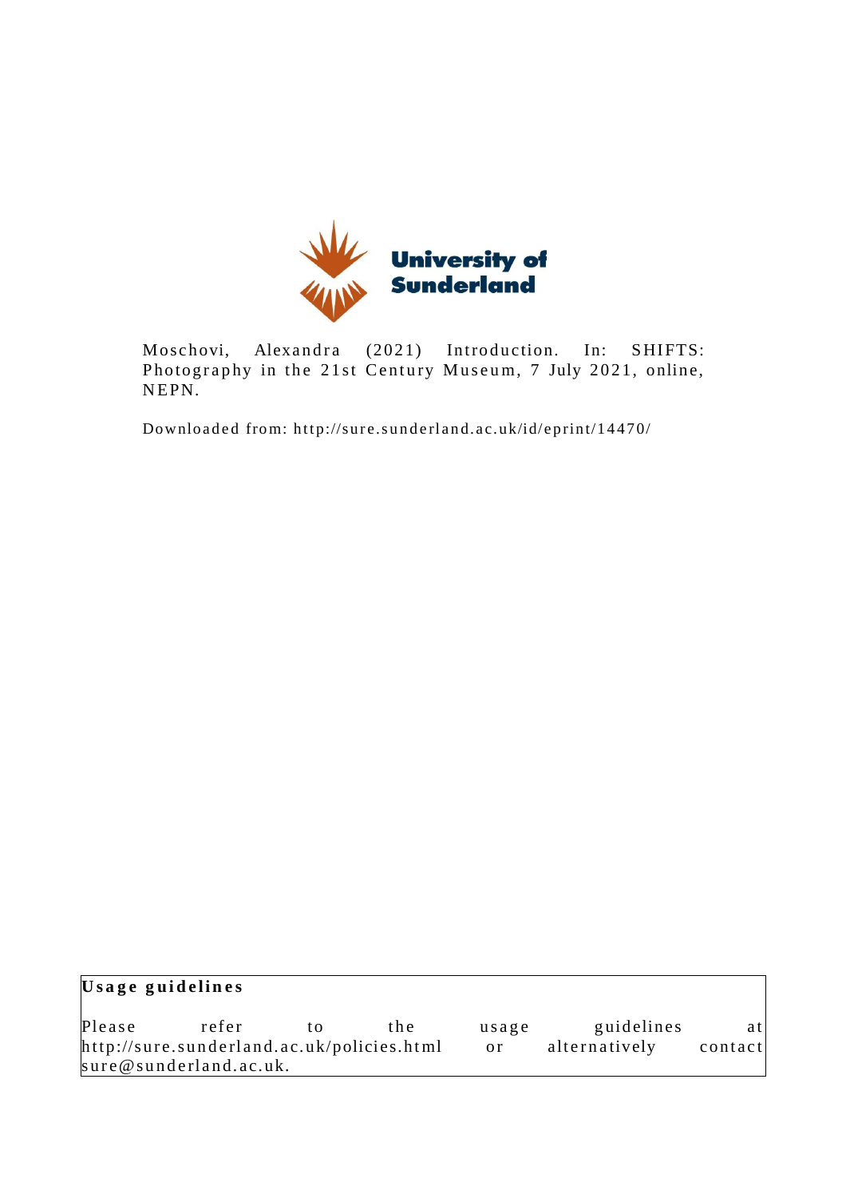University of Sunderland

Moschovi, Alexandra (2021) Introduction. In: SHIFTS: Photography in the 21st Century Museum, 7 July 2021, online, NEPN.

Downloaded from: http://sure.sunderland.ac.uk/id/eprint/14470/

**Usage guidelines**

Please refer to the usage guidelines at http://sure.sunderland.ac.uk/policies.html or alternatively contact sure@sunderland.ac.uk.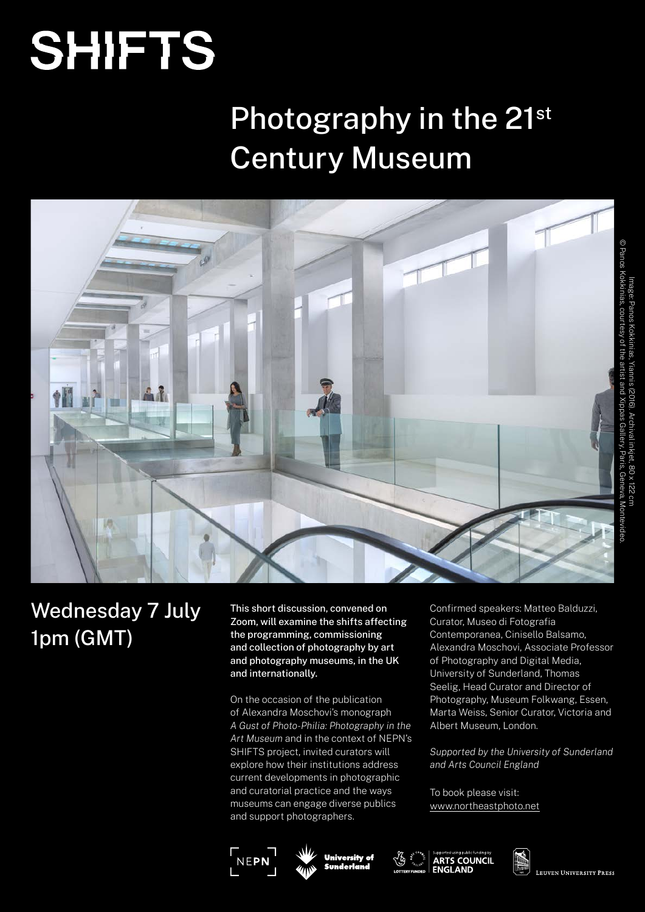# SHIFTS

## Photography in the 21st Century Museum

Image: Panos Kokkinias, Yiannis (2016). Archival inkjet, 80 x 122 cm
© Panos Kokkinias, courtesy of the artist and Xippas Gallery, Paris, Geneva, Montevideo.

## Wednesday 7 July 1pm (GMT)

**This short discussion, convened on Zoom, will examine the shifts affecting the programming, commissioning and collection of photography by art and photography museums, in the UK and internationally.**

On the occasion of the publication of Alexandra Moschovi's monograph *A Gust of Photo-Philia: Photography in the Art Museum* and in the context of NEPN's SHIFTS project, invited curators will explore how their institutions address current developments in photographic and curatorial practice and the ways museums can engage diverse publics and support photographers.

Confirmed speakers: Matteo Balduzzi, Curator, Museo di Fotografia Contemporanea, Cinisello Balsamo, Alexandra Moschovi, Associate Professor of Photography and Digital Media, University of Sunderland, Thomas Seelig, Head Curator and Director of Photography, Museum Folkwang, Essen, Marta Weiss, Senior Curator, Victoria and Albert Museum, London.

*Supported by the University of Sunderland and Arts Council England*

To book please visit:
www.northeastphoto.net

NEPN | University of Sunderland | Supported using public funding by ARTS COUNCIL ENGLAND | LOTTERY FUNDED | Leuven University Press